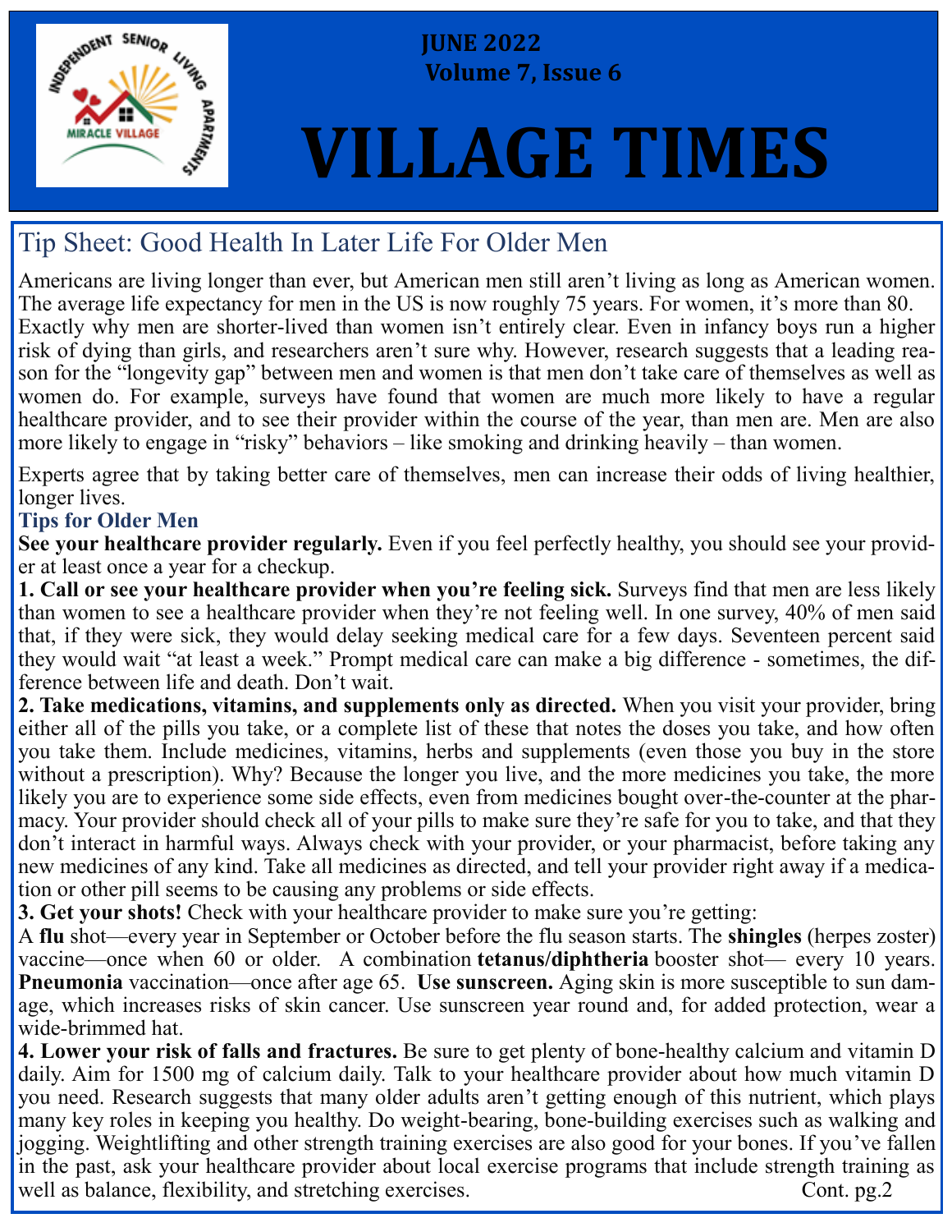JUNE 2022
Volume 7, Issue 6

# VILLAGE TIMES

## Tip Sheet: Good Health In Later Life For Older Men

Americans are living longer than ever, but American men still aren't living as long as American women. The average life expectancy for men in the US is now roughly 75 years. For women, it's more than 80. Exactly why men are shorter-lived than women isn't entirely clear. Even in infancy boys run a higher risk of dying than girls, and researchers aren't sure why. However, research suggests that a leading reason for the "longevity gap" between men and women is that men don't take care of themselves as well as women do. For example, surveys have found that women are much more likely to have a regular healthcare provider, and to see their provider within the course of the year, than men are. Men are also more likely to engage in "risky" behaviors – like smoking and drinking heavily – than women.

Experts agree that by taking better care of themselves, men can increase their odds of living healthier, longer lives.

### Tips for Older Men

**See your healthcare provider regularly.** Even if you feel perfectly healthy, you should see your provider at least once a year for a checkup.

**1. Call or see your healthcare provider when you're feeling sick.** Surveys find that men are less likely than women to see a healthcare provider when they're not feeling well. In one survey, 40% of men said that, if they were sick, they would delay seeking medical care for a few days. Seventeen percent said they would wait "at least a week." Prompt medical care can make a big difference - sometimes, the difference between life and death. Don't wait.

**2. Take medications, vitamins, and supplements only as directed.** When you visit your provider, bring either all of the pills you take, or a complete list of these that notes the doses you take, and how often you take them. Include medicines, vitamins, herbs and supplements (even those you buy in the store without a prescription). Why? Because the longer you live, and the more medicines you take, the more likely you are to experience some side effects, even from medicines bought over-the-counter at the pharmacy. Your provider should check all of your pills to make sure they're safe for you to take, and that they don't interact in harmful ways. Always check with your provider, or your pharmacist, before taking any new medicines of any kind. Take all medicines as directed, and tell your provider right away if a medication or other pill seems to be causing any problems or side effects.

**3. Get your shots!** Check with your healthcare provider to make sure you're getting:
A **flu** shot—every year in September or October before the flu season starts. The **shingles** (herpes zoster) vaccine—once when 60 or older. A combination **tetanus/diphtheria** booster shot— every 10 years. **Pneumonia** vaccination—once after age 65. **Use sunscreen.** Aging skin is more susceptible to sun damage, which increases risks of skin cancer. Use sunscreen year round and, for added protection, wear a wide-brimmed hat.

**4. Lower your risk of falls and fractures.** Be sure to get plenty of bone-healthy calcium and vitamin D daily. Aim for 1500 mg of calcium daily. Talk to your healthcare provider about how much vitamin D you need. Research suggests that many older adults aren't getting enough of this nutrient, which plays many key roles in keeping you healthy. Do weight-bearing, bone-building exercises such as walking and jogging. Weightlifting and other strength training exercises are also good for your bones. If you've fallen in the past, ask your healthcare provider about local exercise programs that include strength training as well as balance, flexibility, and stretching exercises.

Cont. pg.2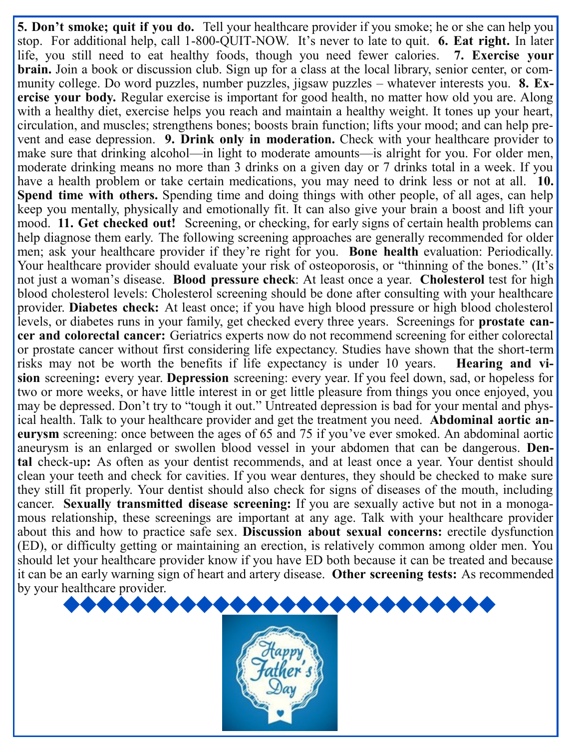**5. Don't smoke; quit if you do.** Tell your healthcare provider if you smoke; he or she can help you stop. For additional help, call 1-800-QUIT-NOW. It's never to late to quit. **6. Eat right.** In later life, you still need to eat healthy foods, though you need fewer calories. **7. Exercise your brain.** Join a book or discussion club. Sign up for a class at the local library, senior center, or community college. Do word puzzles, number puzzles, jigsaw puzzles – whatever interests you. **8. Exercise your body.** Regular exercise is important for good health, no matter how old you are. Along with a healthy diet, exercise helps you reach and maintain a healthy weight. It tones up your heart, circulation, and muscles; strengthens bones; boosts brain function; lifts your mood; and can help prevent and ease depression. **9. Drink only in moderation.** Check with your healthcare provider to make sure that drinking alcohol—in light to moderate amounts—is alright for you. For older men, moderate drinking means no more than 3 drinks on a given day or 7 drinks total in a week. If you have a health problem or take certain medications, you may need to drink less or not at all. **10. Spend time with others.** Spending time and doing things with other people, of all ages, can help keep you mentally, physically and emotionally fit. It can also give your brain a boost and lift your mood. **11. Get checked out!** Screening, or checking, for early signs of certain health problems can help diagnose them early. The following screening approaches are generally recommended for older men; ask your healthcare provider if they're right for you. **Bone health** evaluation: Periodically. Your healthcare provider should evaluate your risk of osteoporosis, or "thinning of the bones." (It's not just a woman's disease. **Blood pressure check**: At least once a year. **Cholesterol** test for high blood cholesterol levels: Cholesterol screening should be done after consulting with your healthcare provider. **Diabetes check:** At least once; if you have high blood pressure or high blood cholesterol levels, or diabetes runs in your family, get checked every three years. Screenings for **prostate cancer and colorectal cancer:** Geriatrics experts now do not recommend screening for either colorectal or prostate cancer without first considering life expectancy. Studies have shown that the short-term risks may not be worth the benefits if life expectancy is under 10 years. **Hearing and vision** screening**:** every year. **Depression** screening: every year. If you feel down, sad, or hopeless for two or more weeks, or have little interest in or get little pleasure from things you once enjoyed, you may be depressed. Don't try to "tough it out." Untreated depression is bad for your mental and physical health. Talk to your healthcare provider and get the treatment you need. **Abdominal aortic aneurysm** screening: once between the ages of 65 and 75 if you've ever smoked. An abdominal aortic aneurysm is an enlarged or swollen blood vessel in your abdomen that can be dangerous. **Dental** check-up**:** As often as your dentist recommends, and at least once a year. Your dentist should clean your teeth and check for cavities. If you wear dentures, they should be checked to make sure they still fit properly. Your dentist should also check for signs of diseases of the mouth, including cancer. **Sexually transmitted disease screening:** If you are sexually active but not in a monogamous relationship, these screenings are important at any age. Talk with your healthcare provider about this and how to practice safe sex. **Discussion about sexual concerns:** erectile dysfunction (ED), or difficulty getting or maintaining an erection, is relatively common among older men. You should let your healthcare provider know if you have ED both because it can be treated and because it can be an early warning sign of heart and artery disease. **Other screening tests:** As recommended by your healthcare provider.

Happy Father's Day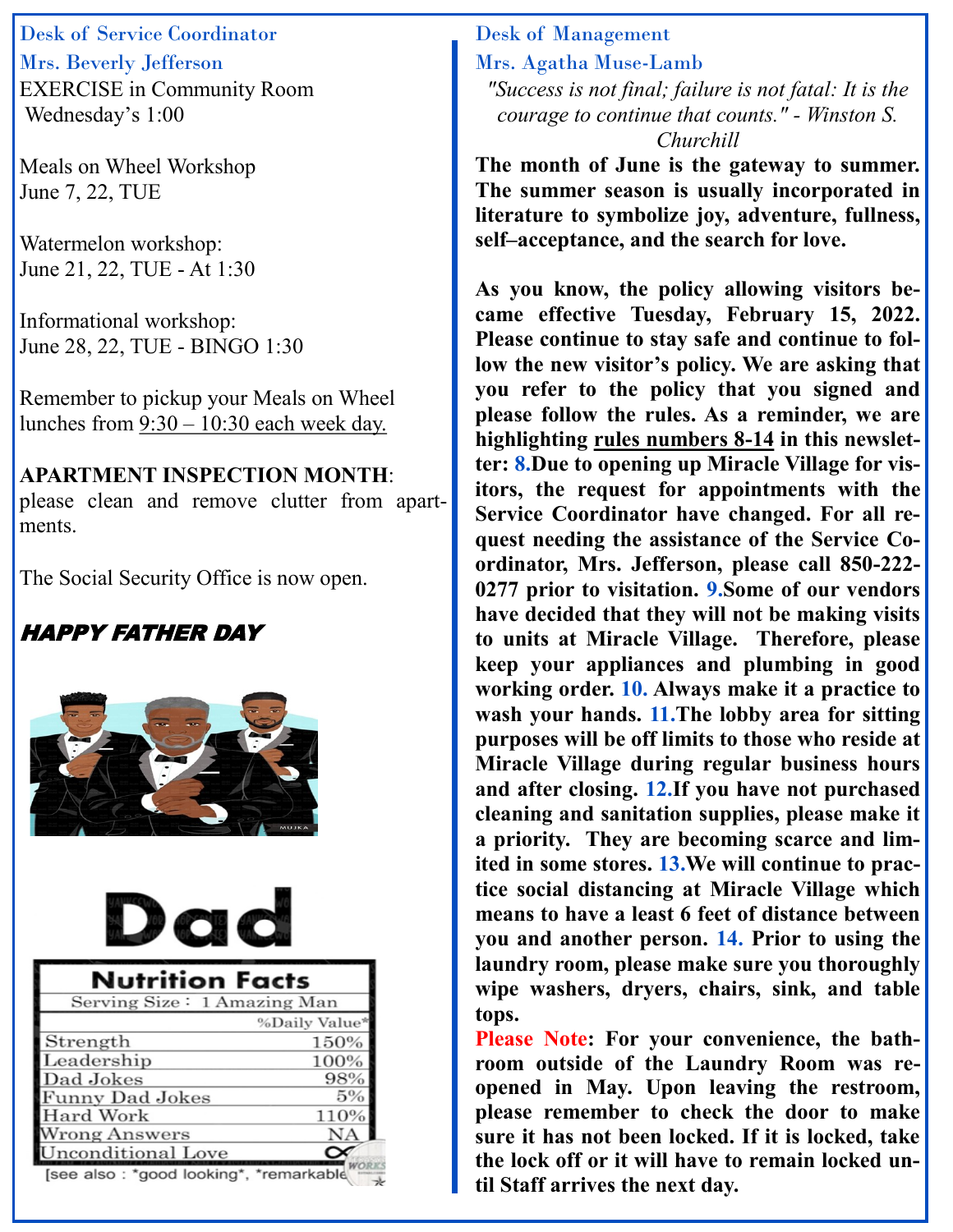## Desk of Service Coordinator

### Mrs. Beverly Jefferson

EXERCISE in Community Room
Wednesday's 1:00

Meals on Wheel Workshop
June 7, 22, TUE

Watermelon workshop:
June 21, 22, TUE - At 1:30

Informational workshop:
June 28, 22, TUE - BINGO 1:30

Remember to pickup your Meals on Wheel lunches from 9:30 – 10:30 each week day.

**APARTMENT INSPECTION MONTH**: please clean and remove clutter from apartments.

The Social Security Office is now open.

***HAPPY FATHER DAY***

# Dad

| Nutrition Facts | |
|---|---|
| Serving Size : 1 Amazing Man | |
| | %Daily Value* |
| Strength | 150% |
| Leadership | 100% |
| Dad Jokes | 98% |
| Funny Dad Jokes | 5% |
| Hard Work | 110% |
| Wrong Answers | NA |
| Unconditional Love | ∞ |

[see also : *good looking*, *remarkable

## Desk of Management

### Mrs. Agatha Muse-Lamb

*"Success is not final; failure is not fatal: It is the courage to continue that counts." - Winston S. Churchill*

**The month of June is the gateway to summer. The summer season is usually incorporated in literature to symbolize joy, adventure, fullness, self–acceptance, and the search for love.**

**As you know, the policy allowing visitors became effective Tuesday, February 15, 2022. Please continue to stay safe and continue to follow the new visitor's policy. We are asking that you refer to the policy that you signed and please follow the rules. As a reminder, we are highlighting rules numbers 8-14 in this newsletter: 8.Due to opening up Miracle Village for visitors, the request for appointments with the Service Coordinator have changed. For all request needing the assistance of the Service Coordinator, Mrs. Jefferson, please call 850-222-0277 prior to visitation. 9.Some of our vendors have decided that they will not be making visits to units at Miracle Village. Therefore, please keep your appliances and plumbing in good working order. 10. Always make it a practice to wash your hands. 11.The lobby area for sitting purposes will be off limits to those who reside at Miracle Village during regular business hours and after closing. 12.If you have not purchased cleaning and sanitation supplies, please make it a priority. They are becoming scarce and limited in some stores. 13.We will continue to practice social distancing at Miracle Village which means to have a least 6 feet of distance between you and another person. 14. Prior to using the laundry room, please make sure you thoroughly wipe washers, dryers, chairs, sink, and table tops.**

**Please Note: For your convenience, the bathroom outside of the Laundry Room was reopened in May. Upon leaving the restroom, please remember to check the door to make sure it has not been locked. If it is locked, take the lock off or it will have to remain locked until Staff arrives the next day.**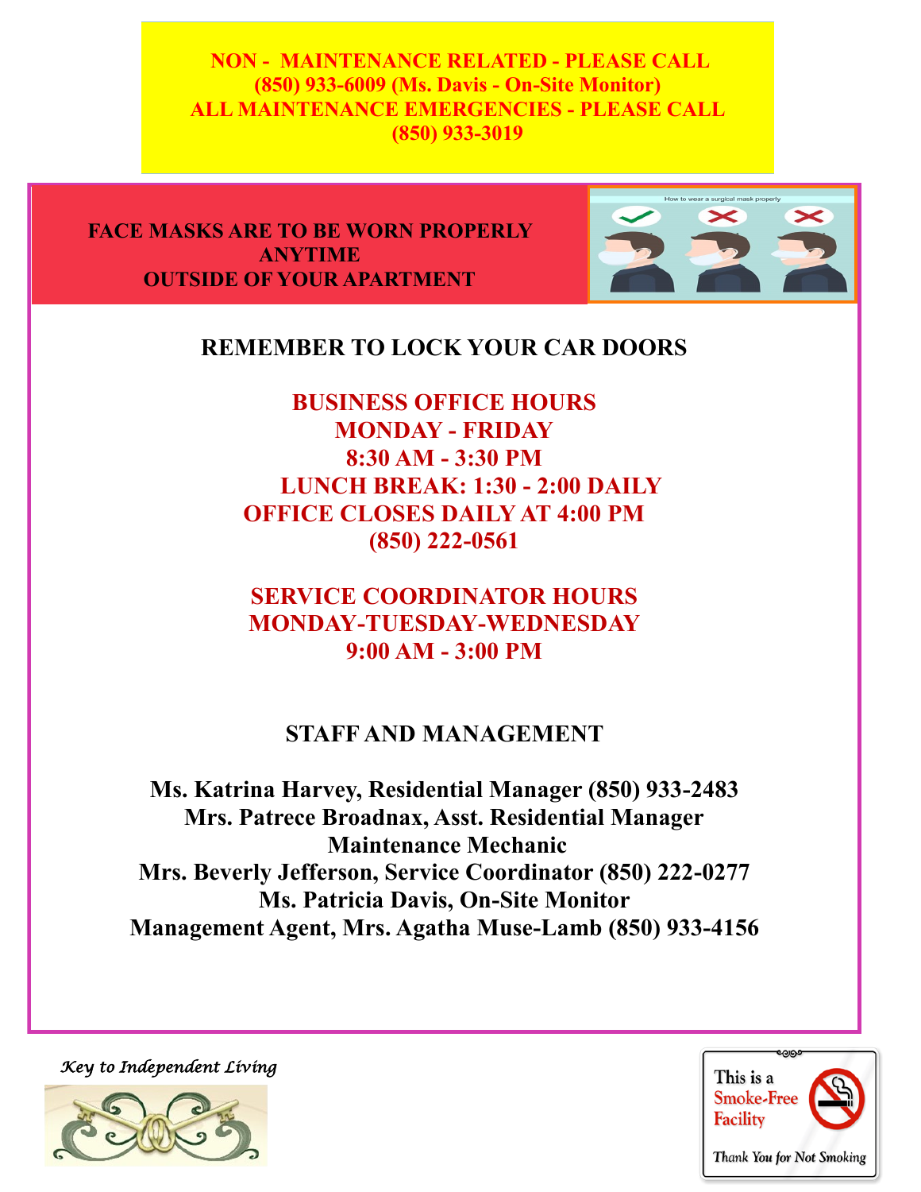**NON - MAINTENANCE RELATED - PLEASE CALL**
**(850) 933-6009 (Ms. Davis - On-Site Monitor)**
**ALL MAINTENANCE EMERGENCIES - PLEASE CALL**
**(850) 933-3019**

**FACE MASKS ARE TO BE WORN PROPERLY ANYTIME OUTSIDE OF YOUR APARTMENT**

How to wear a surgical mask properly

**REMEMBER TO LOCK YOUR CAR DOORS**

**BUSINESS OFFICE HOURS**
**MONDAY - FRIDAY**
**8:30 AM - 3:30 PM**
**LUNCH BREAK: 1:30 - 2:00 DAILY**
**OFFICE CLOSES DAILY AT 4:00 PM**
**(850) 222-0561**

**SERVICE COORDINATOR HOURS**
**MONDAY-TUESDAY-WEDNESDAY**
**9:00 AM - 3:00 PM**

## STAFF AND MANAGEMENT

**Ms. Katrina Harvey, Residential Manager (850) 933-2483**
**Mrs. Patrece Broadnax, Asst. Residential Manager**
**Maintenance Mechanic**
**Mrs. Beverly Jefferson, Service Coordinator (850) 222-0277**
**Ms. Patricia Davis, On-Site Monitor**
**Management Agent, Mrs. Agatha Muse-Lamb (850) 933-4156**

*Key to Independent Living*

This is a Smoke-Free Facility

Thank You for Not Smoking